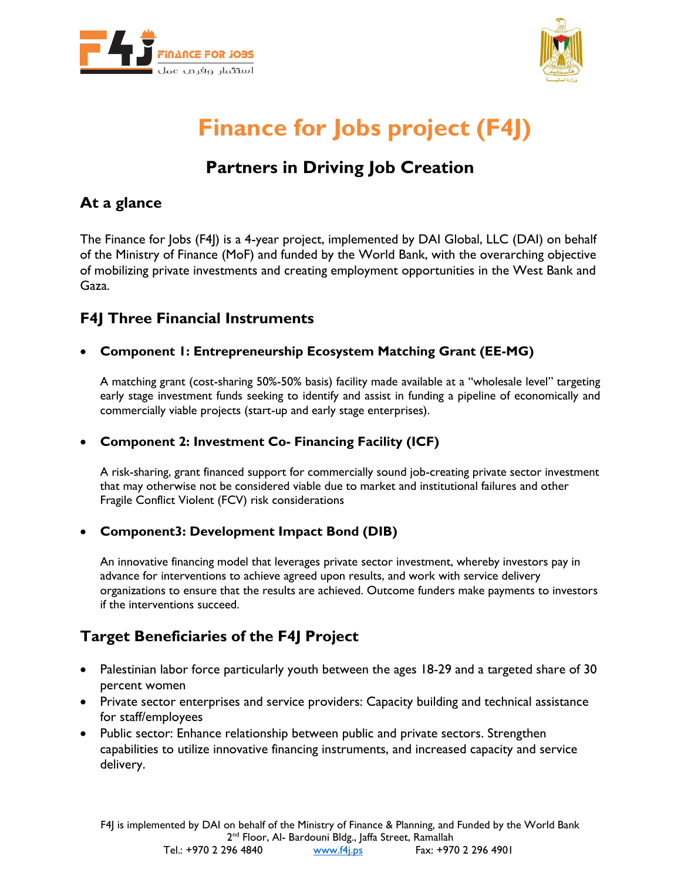# Finance for Jobs project (F4J)

## Partners in Driving Job Creation

### At a glance

The Finance for Jobs (F4J) is a 4-year project, implemented by DAI Global, LLC (DAI) on behalf of the Ministry of Finance (MoF) and funded by the World Bank, with the overarching objective of mobilizing private investments and creating employment opportunities in the West Bank and Gaza.

### F4J Three Financial Instruments

- **Component 1: Entrepreneurship Ecosystem Matching Grant (EE-MG)**

  A matching grant (cost-sharing 50%-50% basis) facility made available at a "wholesale level" targeting early stage investment funds seeking to identify and assist in funding a pipeline of economically and commercially viable projects (start-up and early stage enterprises).

- **Component 2: Investment Co- Financing Facility (ICF)**

  A risk-sharing, grant financed support for commercially sound job-creating private sector investment that may otherwise not be considered viable due to market and institutional failures and other Fragile Conflict Violent (FCV) risk considerations

- **Component3: Development Impact Bond (DIB)**

  An innovative financing model that leverages private sector investment, whereby investors pay in advance for interventions to achieve agreed upon results, and work with service delivery organizations to ensure that the results are achieved. Outcome funders make payments to investors if the interventions succeed.

### Target Beneficiaries of the F4J Project

- Palestinian labor force particularly youth between the ages 18-29 and a targeted share of 30 percent women
- Private sector enterprises and service providers: Capacity building and technical assistance for staff/employees
- Public sector: Enhance relationship between public and private sectors. Strengthen capabilities to utilize innovative financing instruments, and increased capacity and service delivery.

F4J is implemented by DAI on behalf of the Ministry of Finance & Planning, and Funded by the World Bank
2nd Floor, Al- Bardouni Bldg., Jaffa Street, Ramallah
Tel.: +970 2 296 4840 www.f4j.ps Fax: +970 2 296 4901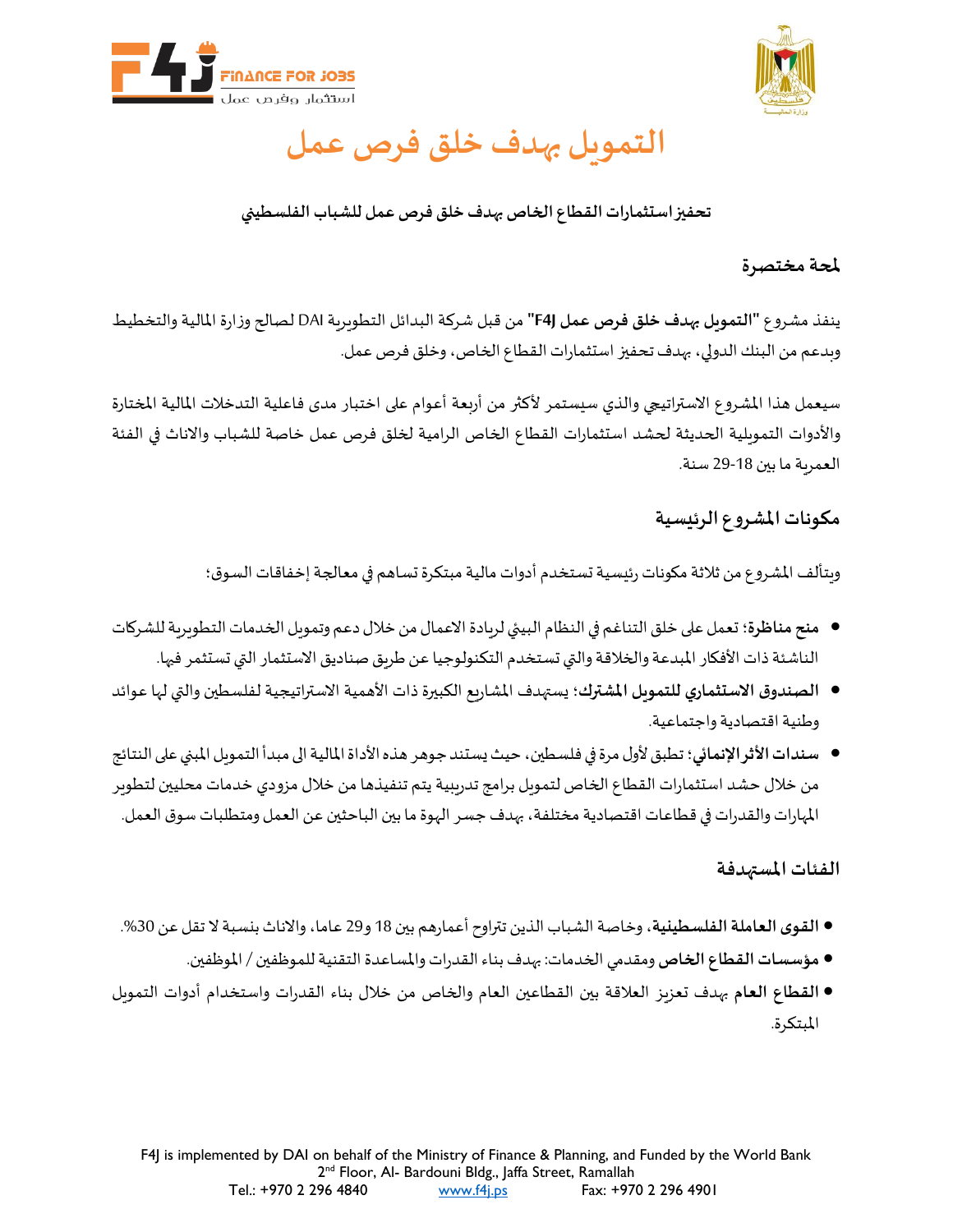# التمويل بهدف خلق فرص عمل

**تحفيز استثمارات القطاع الخاص بهدف خلق فرص عمل للشباب الفلسطيني**

## لمحة مختصرة

ينفذ مشروع **"التمويل بهدف خلق فرص عمل F4J"** من قبل شركة البدائل التطويرية DAI لصالح وزارة المالية والتخطيط وبدعم من البنك الدولي، بهدف تحفيز استثمارات القطاع الخاص، وخلق فرص عمل.

سيعمل هذا المشروع الاستراتيجي والذي سيستمر لأكثر من أربعة أعوام على اختبار مدى فاعلية التدخلات المالية المختارة والأدوات التمويلية الحديثة لحشد استثمارات القطاع الخاص الرامية لخلق فرص عمل خاصة للشباب والاناث في الفئة العمرية ما بين 18-29 سنة.

## مكونات المشروع الرئيسية

ويتألف المشروع من ثلاثة مكونات رئيسية تستخدم أدوات مالية مبتكرة تساهم في معالجة إخفاقات السوق:

- **منح مناظرة**: تعمل على خلق التناغم في النظام البيئي لريادة الاعمال من خلال دعم وتمويل الخدمات التطويرية للشركات الناشئة ذات الأفكار المبدعة والخلاقة والتي تستخدم التكنولوجيا عن طريق صناديق الاستثمار التي تستثمر فيها.
- **الصندوق الاستثماري للتمويل المشترك**: يستهدف المشاريع الكبيرة ذات الأهمية الاستراتيجية لفلسطين والتي لها عوائد وطنية اقتصادية واجتماعية.
- **سندات الأثر الإنمائي**: تطبق لأول مرة في فلسطين، حيث يستند جوهر هذه الأداة المالية الى مبدأ التمويل المبني على النتائج من خلال حشد استثمارات القطاع الخاص لتمويل برامج تدريبية يتم تنفيذها من خلال مزودي خدمات محليين لتطوير المهارات والقدرات في قطاعات اقتصادية مختلفة، بهدف جسر الهوة ما بين الباحثين عن العمل ومتطلبات سوق العمل.

## الفئات المستهدفة

- **القوى العاملة الفلسطينية**، وخاصة الشباب الذين تتراوح أعمارهم بين 18 و29 عاما، والاناث بنسبة لا تقل عن 30%.
- **مؤسسات القطاع الخاص** ومقدمي الخدمات: بهدف بناء القدرات والمساعدة التقنية للموظفين / الموظفين.
- **القطاع العام** بهدف تعزيز العلاقة بين القطاعين العام والخاص من خلال بناء القدرات واستخدام أدوات التمويل المبتكرة.

F4J is implemented by DAI on behalf of the Ministry of Finance & Planning, and Funded by the World Bank
2nd Floor, Al- Bardouni Bldg., Jaffa Street, Ramallah
Tel.: +970 2 296 4840 www.f4j.ps Fax: +970 2 296 4901